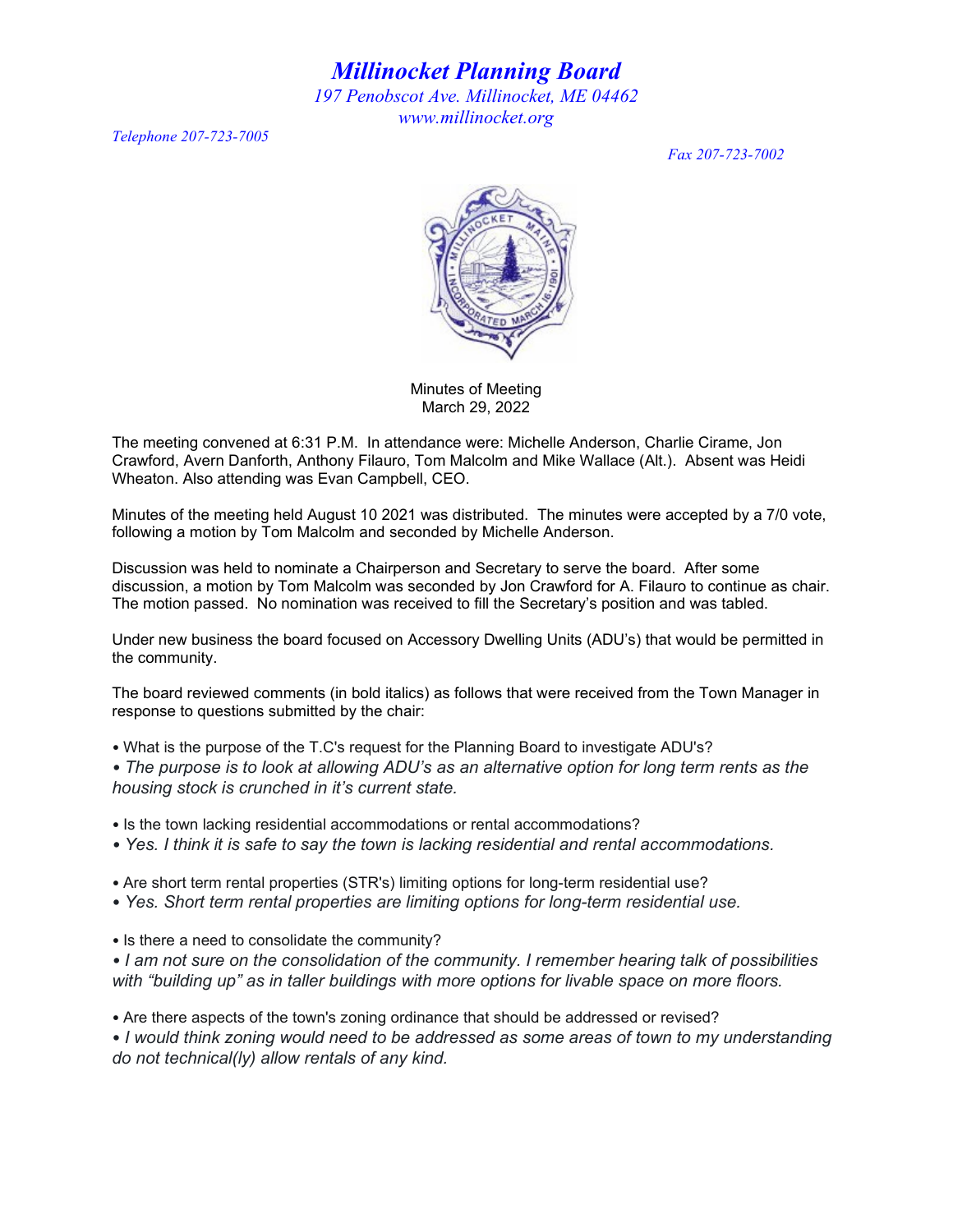# *Millinocket Planning Board*

*197 Penobscot Ave. Millinocket, ME 04462*
*www.millinocket.org*

*Telephone 207-723-7005*

*Fax 207-723-7002*

Minutes of Meeting
March 29, 2022

The meeting convened at 6:31 P.M. In attendance were: Michelle Anderson, Charlie Cirame, Jon Crawford, Avern Danforth, Anthony Filauro, Tom Malcolm and Mike Wallace (Alt.). Absent was Heidi Wheaton. Also attending was Evan Campbell, CEO.

Minutes of the meeting held August 10 2021 was distributed. The minutes were accepted by a 7/0 vote, following a motion by Tom Malcolm and seconded by Michelle Anderson.

Discussion was held to nominate a Chairperson and Secretary to serve the board. After some discussion, a motion by Tom Malcolm was seconded by Jon Crawford for A. Filauro to continue as chair. The motion passed. No nomination was received to fill the Secretary's position and was tabled.

Under new business the board focused on Accessory Dwelling Units (ADU's) that would be permitted in the community.

The board reviewed comments (in bold italics) as follows that were received from the Town Manager in response to questions submitted by the chair:

• What is the purpose of the T.C's request for the Planning Board to investigate ADU's?
• *The purpose is to look at allowing ADU's as an alternative option for long term rents as the housing stock is crunched in it's current state.*

• Is the town lacking residential accommodations or rental accommodations?
• *Yes. I think it is safe to say the town is lacking residential and rental accommodations.*

• Are short term rental properties (STR's) limiting options for long-term residential use?
• *Yes. Short term rental properties are limiting options for long-term residential use.*

• Is there a need to consolidate the community?
• *I am not sure on the consolidation of the community. I remember hearing talk of possibilities with "building up" as in taller buildings with more options for livable space on more floors.*

• Are there aspects of the town's zoning ordinance that should be addressed or revised?
• *I would think zoning would need to be addressed as some areas of town to my understanding do not technical(ly) allow rentals of any kind.*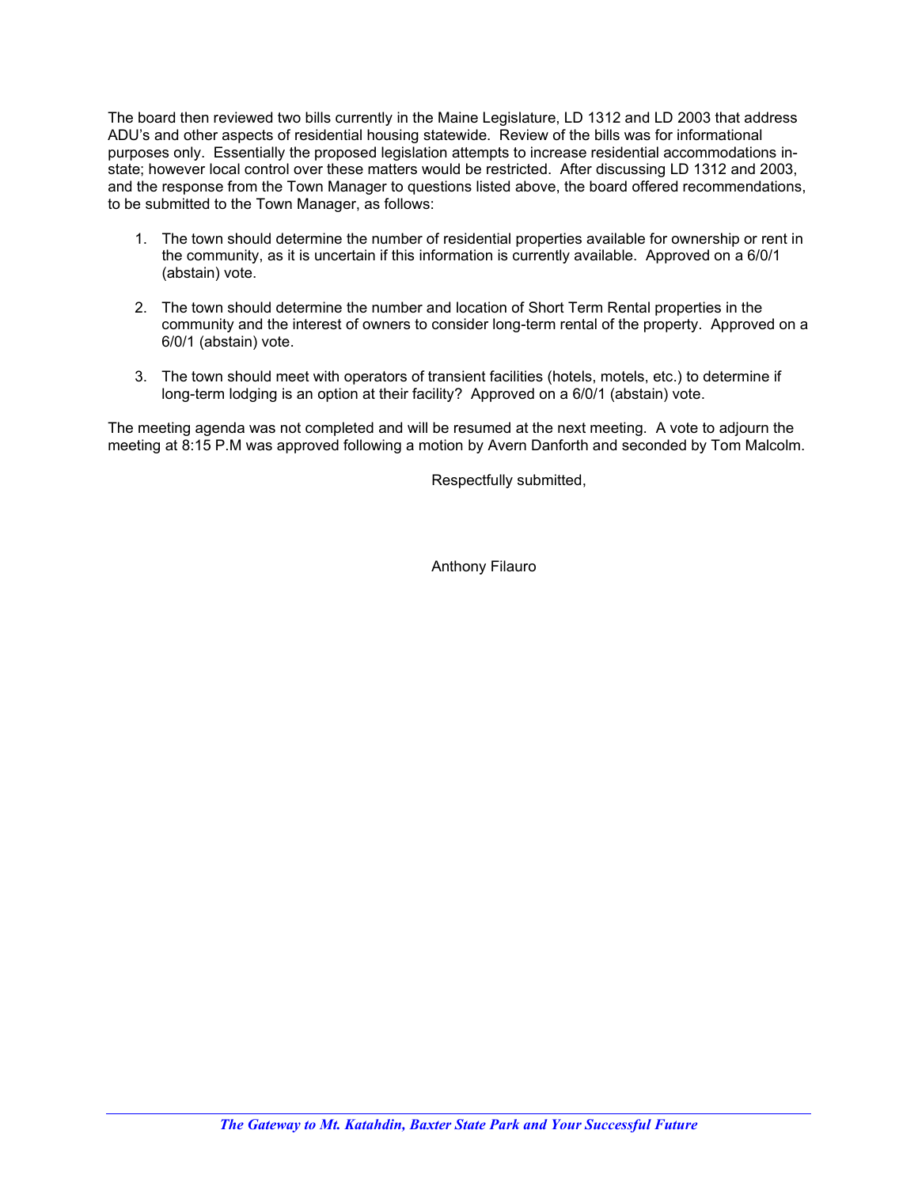The board then reviewed two bills currently in the Maine Legislature, LD 1312 and LD 2003 that address ADU's and other aspects of residential housing statewide. Review of the bills was for informational purposes only. Essentially the proposed legislation attempts to increase residential accommodations in-state; however local control over these matters would be restricted. After discussing LD 1312 and 2003, and the response from the Town Manager to questions listed above, the board offered recommendations, to be submitted to the Town Manager, as follows:

1. The town should determine the number of residential properties available for ownership or rent in the community, as it is uncertain if this information is currently available. Approved on a 6/0/1 (abstain) vote.

2. The town should determine the number and location of Short Term Rental properties in the community and the interest of owners to consider long-term rental of the property. Approved on a 6/0/1 (abstain) vote.

3. The town should meet with operators of transient facilities (hotels, motels, etc.) to determine if long-term lodging is an option at their facility? Approved on a 6/0/1 (abstain) vote.

The meeting agenda was not completed and will be resumed at the next meeting. A vote to adjourn the meeting at 8:15 P.M was approved following a motion by Avern Danforth and seconded by Tom Malcolm.

Respectfully submitted,

Anthony Filauro